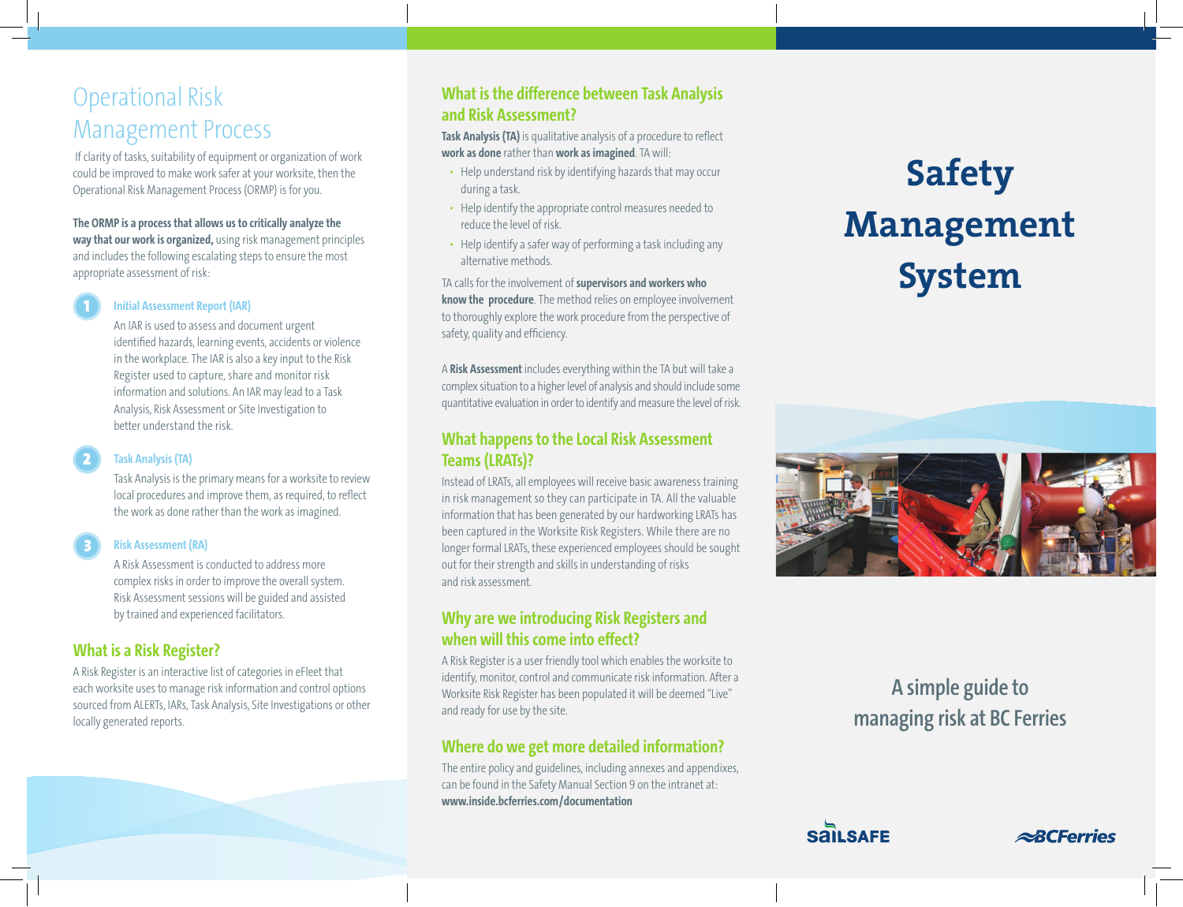# Operational Risk Management Process

If clarity of tasks, suitability of equipment or organization of work could be improved to make work safer at your worksite, then the Operational Risk Management Process (ORMP) is for you.

**The ORMP is a process that allows us to critically analyze the way that our work is organized,** using risk management principles and includes the following escalating steps to ensure the most appropriate assessment of risk:

1. **Initial Assessment Report (IAR)**

   An IAR is used to assess and document urgent identified hazards, learning events, accidents or violence in the workplace. The IAR is also a key input to the Risk Register used to capture, share and monitor risk information and solutions. An IAR may lead to a Task Analysis, Risk Assessment or Site Investigation to better understand the risk.

2. **Task Analysis (TA)**

   Task Analysis is the primary means for a worksite to review local procedures and improve them, as required, to reflect the work as done rather than the work as imagined.

3. **Risk Assessment (RA)**

   A Risk Assessment is conducted to address more complex risks in order to improve the overall system. Risk Assessment sessions will be guided and assisted by trained and experienced facilitators.

## What is a Risk Register?

A Risk Register is an interactive list of categories in eFleet that each worksite uses to manage risk information and control options sourced from ALERTs, IARs, Task Analysis, Site Investigations or other locally generated reports.

## What is the difference between Task Analysis and Risk Assessment?

**Task Analysis (TA)** is qualitative analysis of a procedure to reflect **work as done** rather than **work as imagined**. TA will:

- Help understand risk by identifying hazards that may occur during a task.
- Help identify the appropriate control measures needed to reduce the level of risk.
- Help identify a safer way of performing a task including any alternative methods.

TA calls for the involvement of **supervisors and workers who know the procedure**. The method relies on employee involvement to thoroughly explore the work procedure from the perspective of safety, quality and efficiency.

A **Risk Assessment** includes everything within the TA but will take a complex situation to a higher level of analysis and should include some quantitative evaluation in order to identify and measure the level of risk.

## What happens to the Local Risk Assessment Teams (LRATs)?

Instead of LRATs, all employees will receive basic awareness training in risk management so they can participate in TA. All the valuable information that has been generated by our hardworking LRATs has been captured in the Worksite Risk Registers. While there are no longer formal LRATs, these experienced employees should be sought out for their strength and skills in understanding of risks and risk assessment.

## Why are we introducing Risk Registers and when will this come into effect?

A Risk Register is a user friendly tool which enables the worksite to identify, monitor, control and communicate risk information. After a Worksite Risk Register has been populated it will be deemed "Live" and ready for use by the site.

## Where do we get more detailed information?

The entire policy and guidelines, including annexes and appendixes, can be found in the Safety Manual Section 9 on the intranet at: **www.inside.bcferries.com/documentation**

# Safety Management System

A simple guide to managing risk at BC Ferries

SailSafe

BCFerries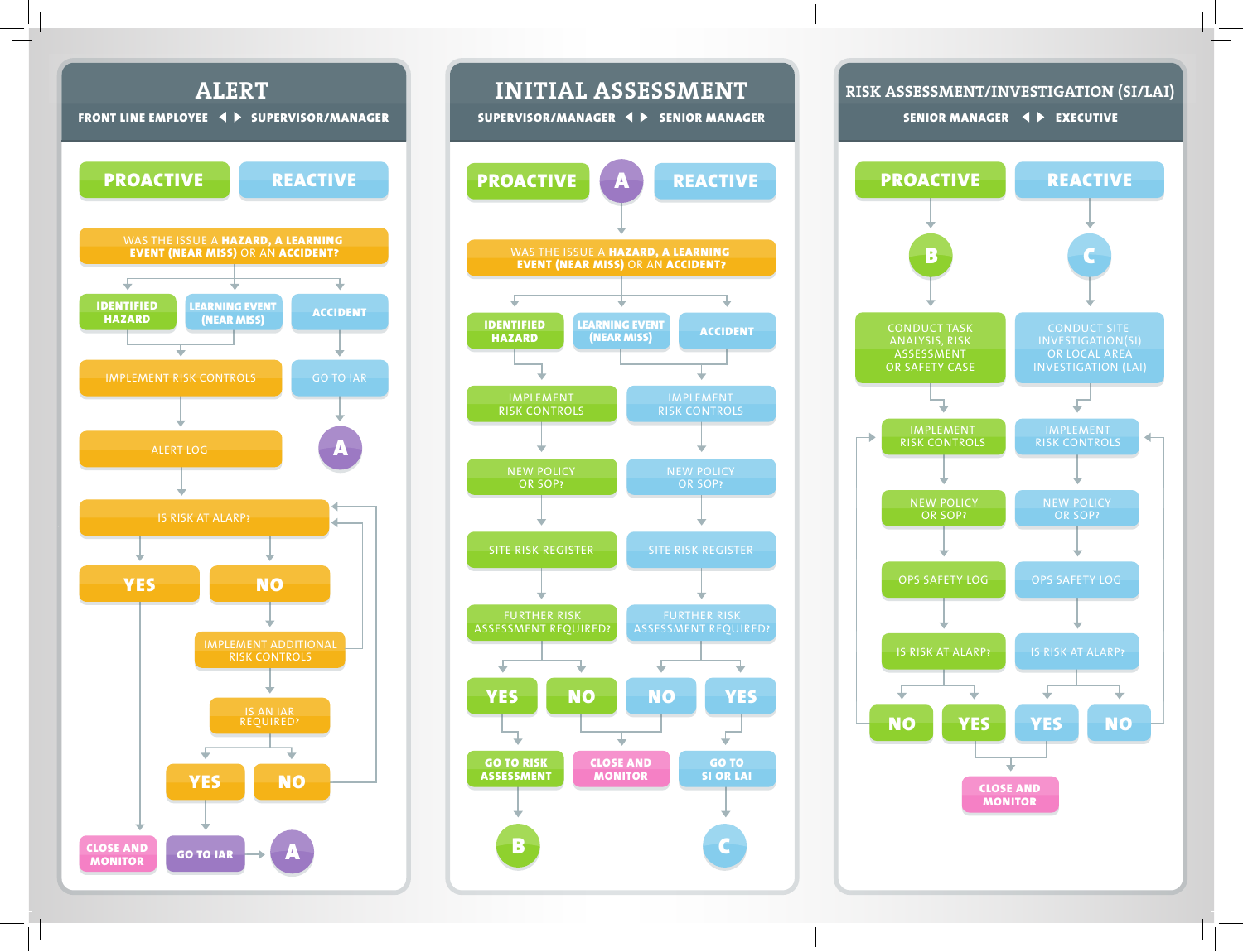## ALERT

FRONT LINE EMPLOYEE ◄ ► SUPERVISOR/MANAGER

PROACTIVE

REACTIVE

WAS THE ISSUE A **HAZARD, A LEARNING EVENT (NEAR MISS)** OR AN **ACCIDENT?**

IDENTIFIED HAZARD

LEARNING EVENT (NEAR MISS)

ACCIDENT

IMPLEMENT RISK CONTROLS

GO TO IAR

A

ALERT LOG

IS RISK AT ALARP?

YES

NO

IMPLEMENT ADDITIONAL RISK CONTROLS

IS AN IAR REQUIRED?

YES

NO

CLOSE AND MONITOR

GO TO IAR

A

## INITIAL ASSESSMENT

SUPERVISOR/MANAGER ◄ ► SENIOR MANAGER

PROACTIVE

A

REACTIVE

WAS THE ISSUE A **HAZARD, A LEARNING EVENT (NEAR MISS)** OR AN **ACCIDENT?**

IDENTIFIED HAZARD

LEARNING EVENT (NEAR MISS)

ACCIDENT

IMPLEMENT RISK CONTROLS

IMPLEMENT RISK CONTROLS

NEW POLICY OR SOP?

NEW POLICY OR SOP?

SITE RISK REGISTER

SITE RISK REGISTER

FURTHER RISK ASSESSMENT REQUIRED?

FURTHER RISK ASSESSMENT REQUIRED?

YES

NO

NO

YES

GO TO RISK ASSESSMENT

CLOSE AND MONITOR

GO TO SI OR LAI

B

C

## RISK ASSESSMENT/INVESTIGATION (SI/LAI)

SENIOR MANAGER ◄ ► EXECUTIVE

PROACTIVE

REACTIVE

B

C

CONDUCT TASK ANALYSIS, RISK ASSESSMENT OR SAFETY CASE

CONDUCT SITE INVESTIGATION(SI) OR LOCAL AREA INVESTIGATION (LAI)

IMPLEMENT RISK CONTROLS

IMPLEMENT RISK CONTROLS

NEW POLICY OR SOP?

NEW POLICY OR SOP?

OPS SAFETY LOG

OPS SAFETY LOG

IS RISK AT ALARP?

IS RISK AT ALARP?

NO

YES

YES

NO

CLOSE AND MONITOR